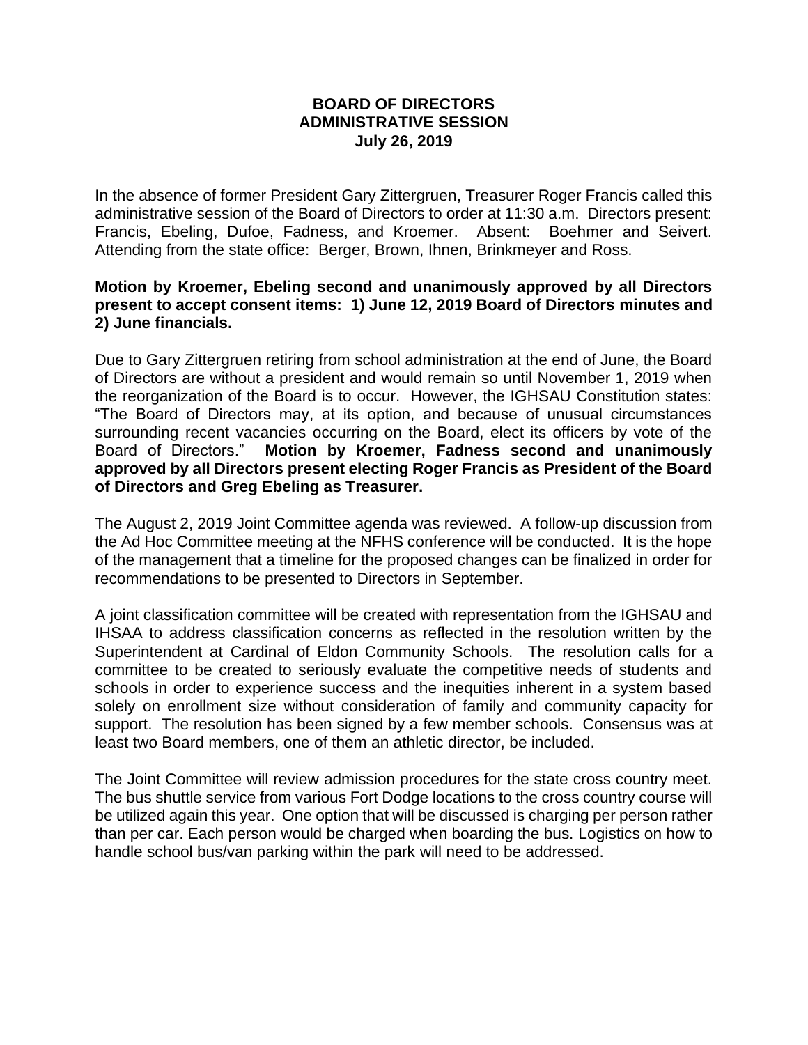**BOARD OF DIRECTORS**
**ADMINISTRATIVE SESSION**
**July 26, 2019**

In the absence of former President Gary Zittergruen, Treasurer Roger Francis called this administrative session of the Board of Directors to order at 11:30 a.m. Directors present: Francis, Ebeling, Dufoe, Fadness, and Kroemer. Absent: Boehmer and Seivert. Attending from the state office: Berger, Brown, Ihnen, Brinkmeyer and Ross.

**Motion by Kroemer, Ebeling second and unanimously approved by all Directors present to accept consent items: 1) June 12, 2019 Board of Directors minutes and 2) June financials.**

Due to Gary Zittergruen retiring from school administration at the end of June, the Board of Directors are without a president and would remain so until November 1, 2019 when the reorganization of the Board is to occur. However, the IGHSAU Constitution states: "The Board of Directors may, at its option, and because of unusual circumstances surrounding recent vacancies occurring on the Board, elect its officers by vote of the Board of Directors." **Motion by Kroemer, Fadness second and unanimously approved by all Directors present electing Roger Francis as President of the Board of Directors and Greg Ebeling as Treasurer.**

The August 2, 2019 Joint Committee agenda was reviewed. A follow-up discussion from the Ad Hoc Committee meeting at the NFHS conference will be conducted. It is the hope of the management that a timeline for the proposed changes can be finalized in order for recommendations to be presented to Directors in September.

A joint classification committee will be created with representation from the IGHSAU and IHSAA to address classification concerns as reflected in the resolution written by the Superintendent at Cardinal of Eldon Community Schools. The resolution calls for a committee to be created to seriously evaluate the competitive needs of students and schools in order to experience success and the inequities inherent in a system based solely on enrollment size without consideration of family and community capacity for support. The resolution has been signed by a few member schools. Consensus was at least two Board members, one of them an athletic director, be included.

The Joint Committee will review admission procedures for the state cross country meet. The bus shuttle service from various Fort Dodge locations to the cross country course will be utilized again this year. One option that will be discussed is charging per person rather than per car. Each person would be charged when boarding the bus. Logistics on how to handle school bus/van parking within the park will need to be addressed.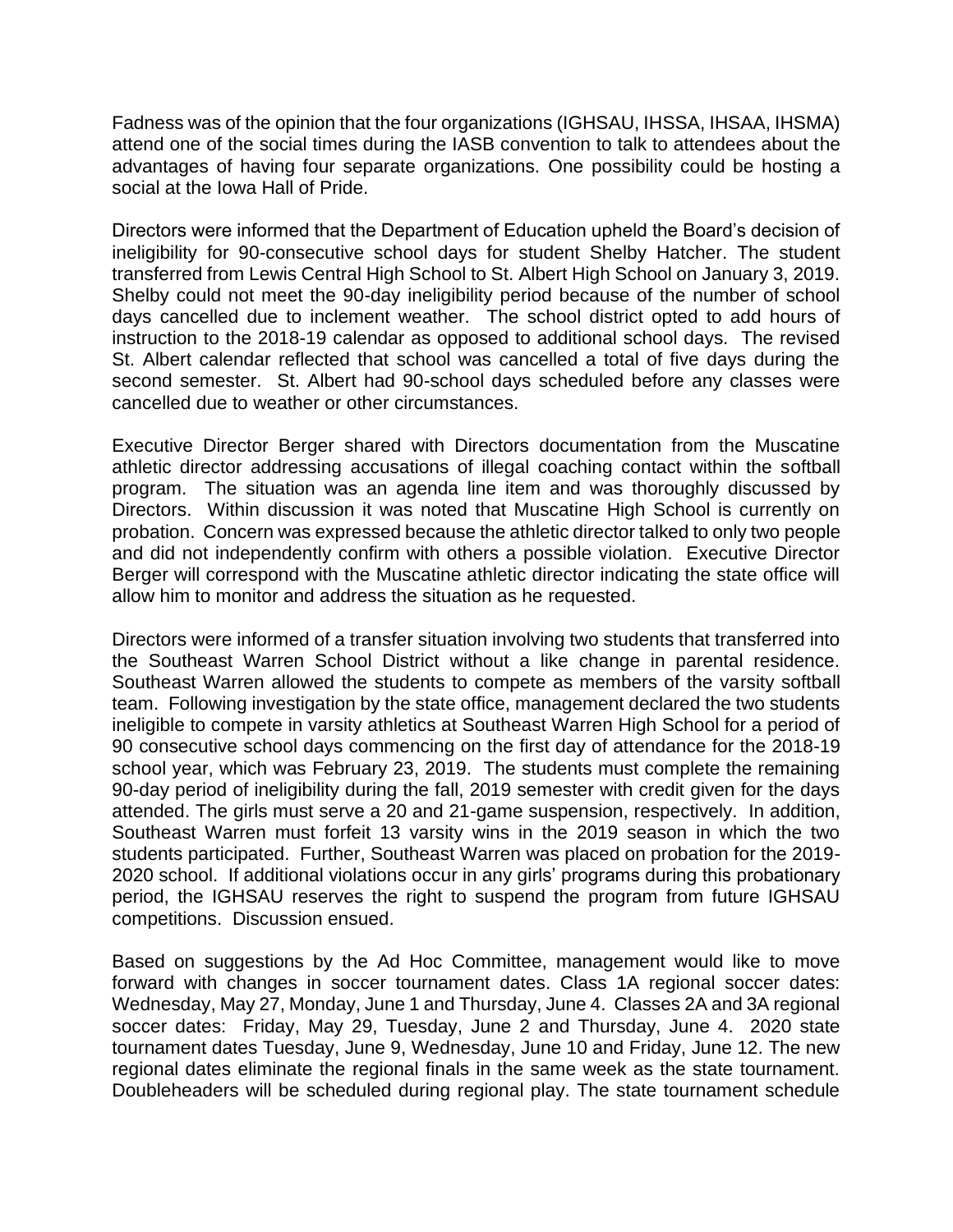Fadness was of the opinion that the four organizations (IGHSAU, IHSSA, IHSAA, IHSMA) attend one of the social times during the IASB convention to talk to attendees about the advantages of having four separate organizations. One possibility could be hosting a social at the Iowa Hall of Pride.

Directors were informed that the Department of Education upheld the Board's decision of ineligibility for 90-consecutive school days for student Shelby Hatcher. The student transferred from Lewis Central High School to St. Albert High School on January 3, 2019. Shelby could not meet the 90-day ineligibility period because of the number of school days cancelled due to inclement weather. The school district opted to add hours of instruction to the 2018-19 calendar as opposed to additional school days. The revised St. Albert calendar reflected that school was cancelled a total of five days during the second semester. St. Albert had 90-school days scheduled before any classes were cancelled due to weather or other circumstances.

Executive Director Berger shared with Directors documentation from the Muscatine athletic director addressing accusations of illegal coaching contact within the softball program. The situation was an agenda line item and was thoroughly discussed by Directors. Within discussion it was noted that Muscatine High School is currently on probation. Concern was expressed because the athletic director talked to only two people and did not independently confirm with others a possible violation. Executive Director Berger will correspond with the Muscatine athletic director indicating the state office will allow him to monitor and address the situation as he requested.

Directors were informed of a transfer situation involving two students that transferred into the Southeast Warren School District without a like change in parental residence. Southeast Warren allowed the students to compete as members of the varsity softball team. Following investigation by the state office, management declared the two students ineligible to compete in varsity athletics at Southeast Warren High School for a period of 90 consecutive school days commencing on the first day of attendance for the 2018-19 school year, which was February 23, 2019. The students must complete the remaining 90-day period of ineligibility during the fall, 2019 semester with credit given for the days attended. The girls must serve a 20 and 21-game suspension, respectively. In addition, Southeast Warren must forfeit 13 varsity wins in the 2019 season in which the two students participated. Further, Southeast Warren was placed on probation for the 2019-2020 school. If additional violations occur in any girls' programs during this probationary period, the IGHSAU reserves the right to suspend the program from future IGHSAU competitions. Discussion ensued.

Based on suggestions by the Ad Hoc Committee, management would like to move forward with changes in soccer tournament dates. Class 1A regional soccer dates: Wednesday, May 27, Monday, June 1 and Thursday, June 4. Classes 2A and 3A regional soccer dates: Friday, May 29, Tuesday, June 2 and Thursday, June 4. 2020 state tournament dates Tuesday, June 9, Wednesday, June 10 and Friday, June 12. The new regional dates eliminate the regional finals in the same week as the state tournament. Doubleheaders will be scheduled during regional play. The state tournament schedule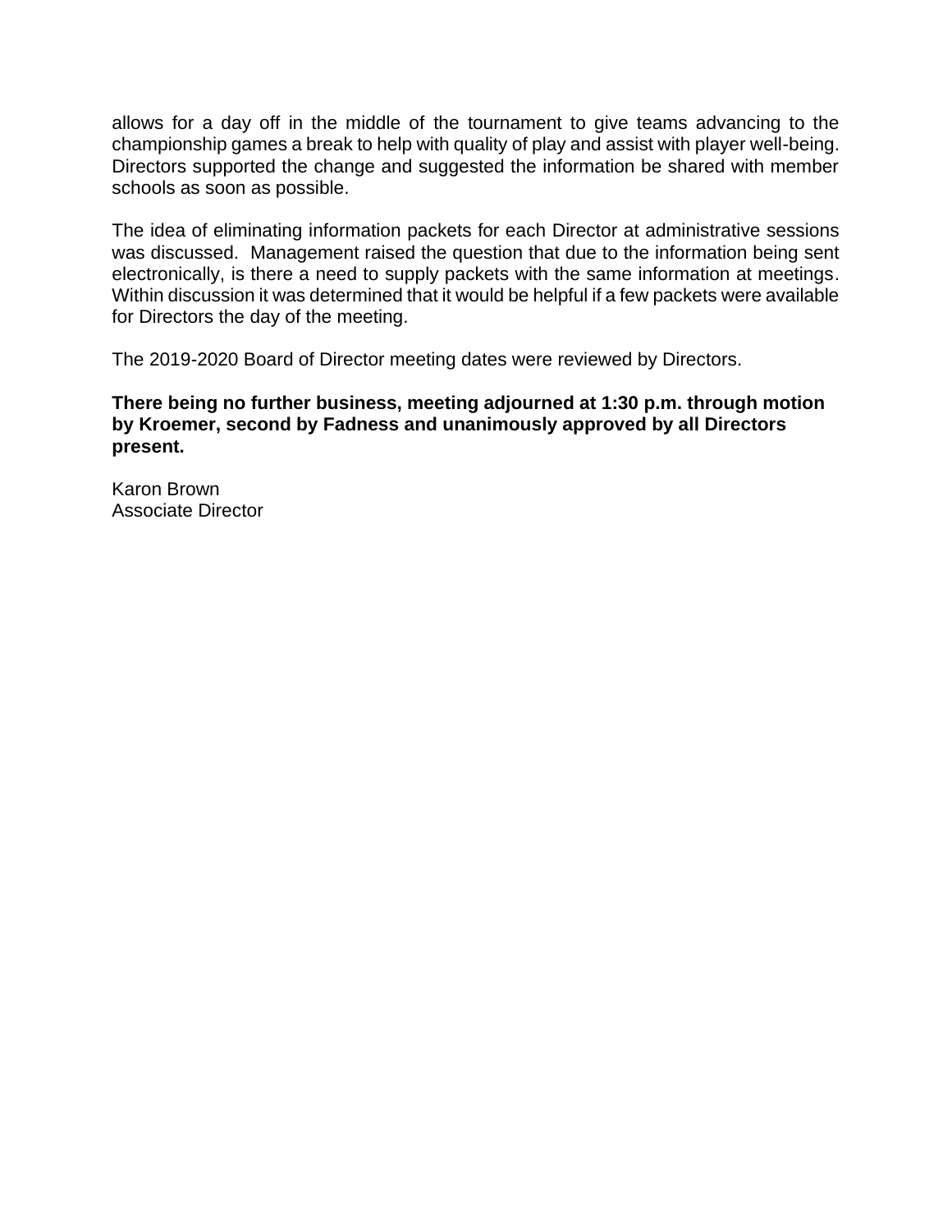allows for a day off in the middle of the tournament to give teams advancing to the championship games a break to help with quality of play and assist with player well-being. Directors supported the change and suggested the information be shared with member schools as soon as possible.

The idea of eliminating information packets for each Director at administrative sessions was discussed. Management raised the question that due to the information being sent electronically, is there a need to supply packets with the same information at meetings. Within discussion it was determined that it would be helpful if a few packets were available for Directors the day of the meeting.

The 2019-2020 Board of Director meeting dates were reviewed by Directors.

**There being no further business, meeting adjourned at 1:30 p.m. through motion by Kroemer, second by Fadness and unanimously approved by all Directors present.**

Karon Brown
Associate Director